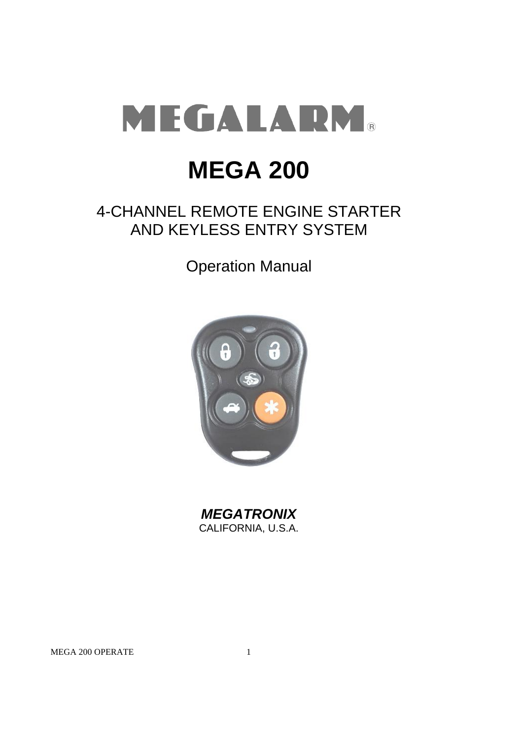# MEGALARM®

# MEGA 200

## 4-CHANNEL REMOTE ENGINE STARTER AND KEYLESS ENTRY SYSTEM

Operation Manual

***MEGATRONIX***
CALIFORNIA, U.S.A.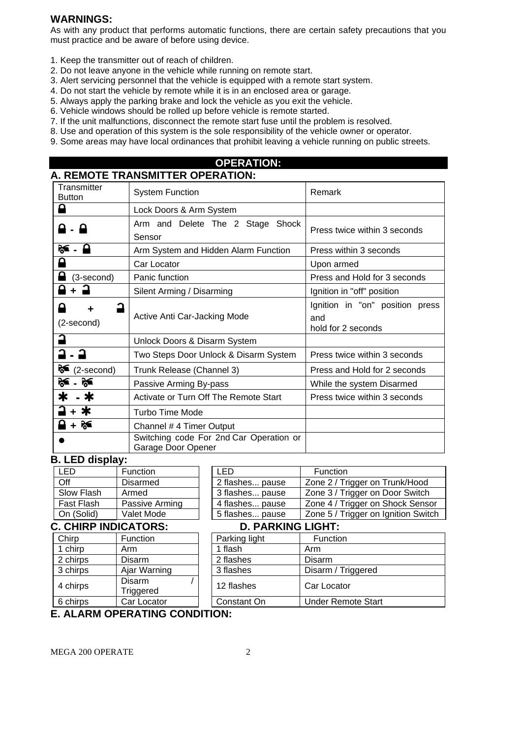**WARNINGS:**

As with any product that performs automatic functions, there are certain safety precautions that you must practice and be aware of before using device.

1. Keep the transmitter out of reach of children.
2. Do not leave anyone in the vehicle while running on remote start.
3. Alert servicing personnel that the vehicle is equipped with a remote start system.
4. Do not start the vehicle by remote while it is in an enclosed area or garage.
5. Always apply the parking brake and lock the vehicle as you exit the vehicle.
6. Vehicle windows should be rolled up before vehicle is remote started.
7. If the unit malfunctions, disconnect the remote start fuse until the problem is resolved.
8. Use and operation of this system is the sole responsibility of the vehicle owner or operator.
9. Some areas may have local ordinances that prohibit leaving a vehicle running on public streets.

## OPERATION:

### A. REMOTE TRANSMITTER OPERATION:

| Transmitter Button | System Function | Remark |
|---|---|---|
| 🔒 | Lock Doors & Arm System | |
| 🔒 - 🔒 | Arm and Delete The 2 Stage Shock Sensor | Press twice within 3 seconds |
| [Trunk] - 🔒 | Arm System and Hidden Alarm Function | Press within 3 seconds |
| 🔒 | Car Locator | Upon armed |
| 🔒 (3-second) | Panic function | Press and Hold for 3 seconds |
| 🔒 + 🔓 | Silent Arming / Disarming | Ignition in "off" position |
| 🔒 + 🔓 (2-second) | Active Anti Car-Jacking Mode | Ignition in "on" position press and hold for 2 seconds |
| 🔓 | Unlock Doors & Disarm System | |
| 🔓 - 🔓 | Two Steps Door Unlock & Disarm System | Press twice within 3 seconds |
| [Trunk] (2-second) | Trunk Release (Channel 3) | Press and Hold for 2 seconds |
| [Trunk] - [Trunk] | Passive Arming By-pass | While the system Disarmed |
| ✱ - ✱ | Activate or Turn Off The Remote Start | Press twice within 3 seconds |
| 🔓 + ✱ | Turbo Time Mode | |
| 🔒 + [Trunk] | Channel # 4 Timer Output | |
| ● | Switching code For 2nd Car Operation or Garage Door Opener | |

### B. LED display:

| LED | Function |
|---|---|
| Off | Disarmed |
| Slow Flash | Armed |
| Fast Flash | Passive Arming |
| On (Solid) | Valet Mode |

| LED | Function |
|---|---|
| 2 flashes... pause | Zone 2 / Trigger on Trunk/Hood |
| 3 flashes... pause | Zone 3 / Trigger on Door Switch |
| 4 flashes... pause | Zone 4 / Trigger on Shock Sensor |
| 5 flashes... pause | Zone 5 / Trigger on Ignition Switch |

### C. CHIRP INDICATORS:

| Chirp | Function |
|---|---|
| 1 chirp | Arm |
| 2 chirps | Disarm |
| 3 chirps | Ajar Warning |
| 4 chirps | Disarm / Triggered |
| 6 chirps | Car Locator |

### D. PARKING LIGHT:

| Parking light | Function |
|---|---|
| 1 flash | Arm |
| 2 flashes | Disarm |
| 3 flashes | Disarm / Triggered |
| 12 flashes | Car Locator |
| Constant On | Under Remote Start |

### E. ALARM OPERATING CONDITION: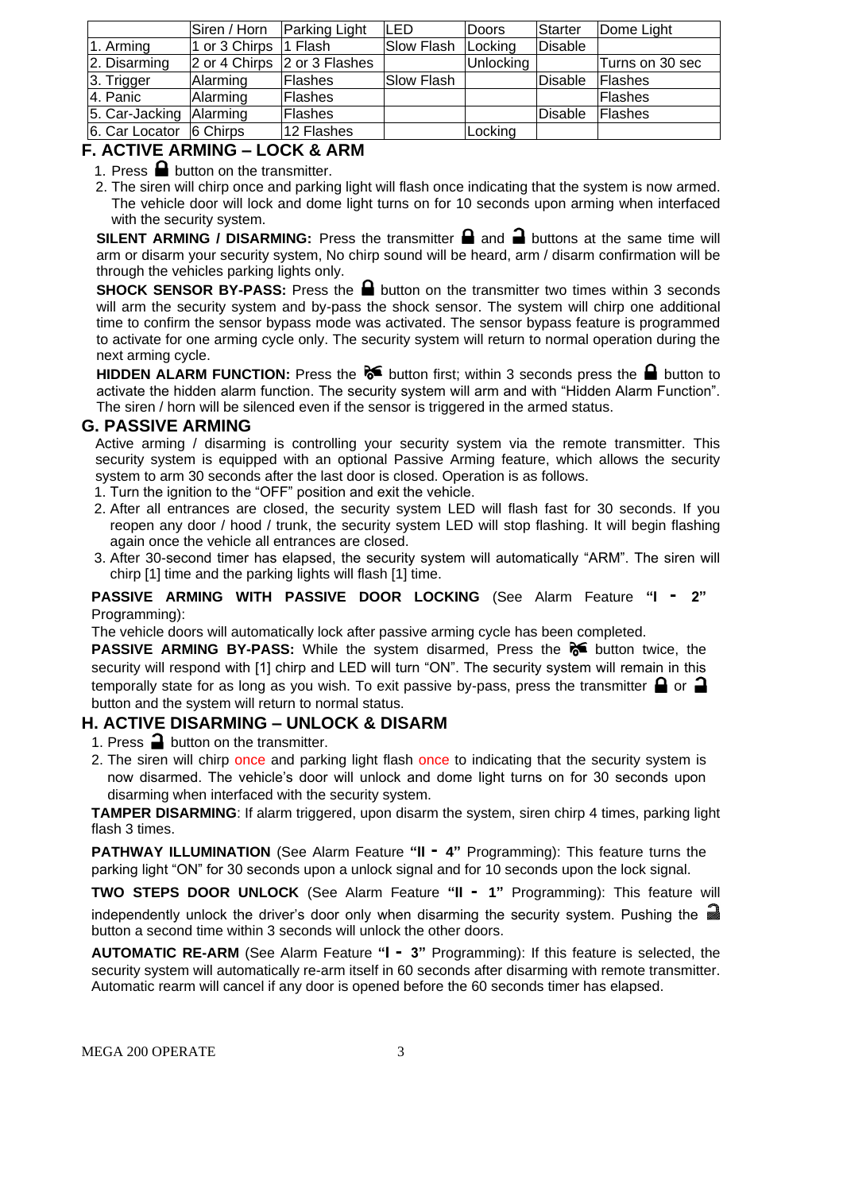| | Siren / Horn | Parking Light | LED | Doors | Starter | Dome Light |
|---|---|---|---|---|---|---|
| 1. Arming | 1 or 3 Chirps | 1 Flash | Slow Flash | Locking | Disable | |
| 2. Disarming | 2 or 4 Chirps | 2 or 3 Flashes | | Unlocking | | Turns on 30 sec |
| 3. Trigger | Alarming | Flashes | Slow Flash | | Disable | Flashes |
| 4. Panic | Alarming | Flashes | | | | Flashes |
| 5. Car-Jacking | Alarming | Flashes | | | Disable | Flashes |
| 6. Car Locator | 6 Chirps | 12 Flashes | | Locking | | |

## F. ACTIVE ARMING – LOCK & ARM

1. Press 🔒 button on the transmitter.
2. The siren will chirp once and parking light will flash once indicating that the system is now armed. The vehicle door will lock and dome light turns on for 10 seconds upon arming when interfaced with the security system.

**SILENT ARMING / DISARMING:** Press the transmitter 🔒 and 🔓 buttons at the same time will arm or disarm your security system, No chirp sound will be heard, arm / disarm confirmation will be through the vehicles parking lights only.

**SHOCK SENSOR BY-PASS:** Press the 🔒 button on the transmitter two times within 3 seconds will arm the security system and by-pass the shock sensor. The system will chirp one additional time to confirm the sensor bypass mode was activated. The sensor bypass feature is programmed to activate for one arming cycle only. The security system will return to normal operation during the next arming cycle.

**HIDDEN ALARM FUNCTION:** Press the 🚗 button first; within 3 seconds press the 🔒 button to activate the hidden alarm function. The security system will arm and with "Hidden Alarm Function". The siren / horn will be silenced even if the sensor is triggered in the armed status.

## G. PASSIVE ARMING

Active arming / disarming is controlling your security system via the remote transmitter. This security system is equipped with an optional Passive Arming feature, which allows the security system to arm 30 seconds after the last door is closed. Operation is as follows.

1. Turn the ignition to the "OFF" position and exit the vehicle.
2. After all entrances are closed, the security system LED will flash fast for 30 seconds. If you reopen any door / hood / trunk, the security system LED will stop flashing. It will begin flashing again once the vehicle all entrances are closed.
3. After 30-second timer has elapsed, the security system will automatically "ARM". The siren will chirp [1] time and the parking lights will flash [1] time.

**PASSIVE ARMING WITH PASSIVE DOOR LOCKING** (See Alarm Feature **"I - 2"** Programming):

The vehicle doors will automatically lock after passive arming cycle has been completed.

**PASSIVE ARMING BY-PASS:** While the system disarmed, Press the 🚗 button twice, the security will respond with [1] chirp and LED will turn "ON". The security system will remain in this temporally state for as long as you wish. To exit passive by-pass, press the transmitter 🔒 or 🔓 button and the system will return to normal status.

## H. ACTIVE DISARMING – UNLOCK & DISARM

1. Press 🔓 button on the transmitter.
2. The siren will chirp once and parking light flash once to indicating that the security system is now disarmed. The vehicle's door will unlock and dome light turns on for 30 seconds upon disarming when interfaced with the security system.

**TAMPER DISARMING**: If alarm triggered, upon disarm the system, siren chirp 4 times, parking light flash 3 times.

**PATHWAY ILLUMINATION** (See Alarm Feature **"II - 4"** Programming): This feature turns the parking light "ON" for 30 seconds upon a unlock signal and for 10 seconds upon the lock signal.

**TWO STEPS DOOR UNLOCK** (See Alarm Feature **"II - 1"** Programming): This feature will independently unlock the driver's door only when disarming the security system. Pushing the 🔓 button a second time within 3 seconds will unlock the other doors.

**AUTOMATIC RE-ARM** (See Alarm Feature **"I - 3"** Programming): If this feature is selected, the security system will automatically re-arm itself in 60 seconds after disarming with remote transmitter. Automatic rearm will cancel if any door is opened before the 60 seconds timer has elapsed.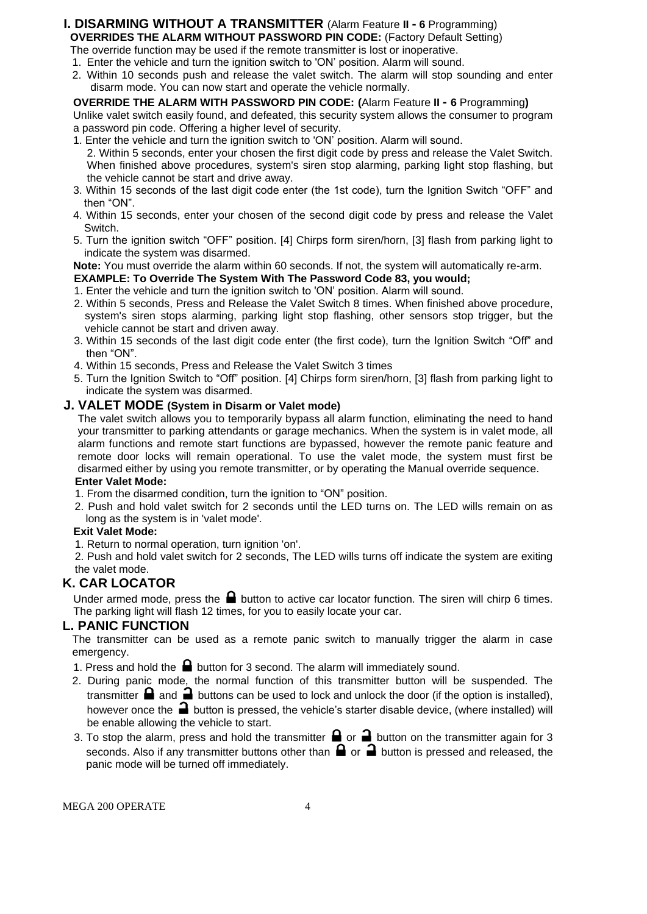## I. DISARMING WITHOUT A TRANSMITTER (Alarm Feature II - 6 Programming)

**OVERRIDES THE ALARM WITHOUT PASSWORD PIN CODE:** (Factory Default Setting)

The override function may be used if the remote transmitter is lost or inoperative.

1. Enter the vehicle and turn the ignition switch to 'ON' position. Alarm will sound.
2. Within 10 seconds push and release the valet switch. The alarm will stop sounding and enter disarm mode. You can now start and operate the vehicle normally.

**OVERRIDE THE ALARM WITH PASSWORD PIN CODE: (**Alarm Feature **II - 6** Programming**)**

Unlike valet switch easily found, and defeated, this security system allows the consumer to program a password pin code. Offering a higher level of security.

1. Enter the vehicle and turn the ignition switch to 'ON' position. Alarm will sound.
2. Within 5 seconds, enter your chosen the first digit code by press and release the Valet Switch. When finished above procedures, system's siren stop alarming, parking light stop flashing, but the vehicle cannot be start and drive away.
3. Within 15 seconds of the last digit code enter (the 1st code), turn the Ignition Switch "OFF" and then "ON".
4. Within 15 seconds, enter your chosen of the second digit code by press and release the Valet Switch.
5. Turn the ignition switch "OFF" position. [4] Chirps form siren/horn, [3] flash from parking light to indicate the system was disarmed.

**Note:** You must override the alarm within 60 seconds. If not, the system will automatically re-arm.

**EXAMPLE: To Override The System With The Password Code 83, you would;**

1. Enter the vehicle and turn the ignition switch to 'ON' position. Alarm will sound.
2. Within 5 seconds, Press and Release the Valet Switch 8 times. When finished above procedure, system's siren stops alarming, parking light stop flashing, other sensors stop trigger, but the vehicle cannot be start and driven away.
3. Within 15 seconds of the last digit code enter (the first code), turn the Ignition Switch "Off" and then "ON".
4. Within 15 seconds, Press and Release the Valet Switch 3 times
5. Turn the Ignition Switch to "Off" position. [4] Chirps form siren/horn, [3] flash from parking light to indicate the system was disarmed.

## J. VALET MODE (System in Disarm or Valet mode)

The valet switch allows you to temporarily bypass all alarm function, eliminating the need to hand your transmitter to parking attendants or garage mechanics. When the system is in valet mode, all alarm functions and remote start functions are bypassed, however the remote panic feature and remote door locks will remain operational. To use the valet mode, the system must first be disarmed either by using you remote transmitter, or by operating the Manual override sequence.

**Enter Valet Mode:**

1. From the disarmed condition, turn the ignition to "ON" position.
2. Push and hold valet switch for 2 seconds until the LED turns on. The LED wills remain on as long as the system is in 'valet mode'.

**Exit Valet Mode:**

1. Return to normal operation, turn ignition 'on'.
2. Push and hold valet switch for 2 seconds, The LED wills turns off indicate the system are exiting the valet mode.

## K. CAR LOCATOR

Under armed mode, press the 🔒 button to active car locator function. The siren will chirp 6 times. The parking light will flash 12 times, for you to easily locate your car.

## L. PANIC FUNCTION

The transmitter can be used as a remote panic switch to manually trigger the alarm in case emergency.

1. Press and hold the 🔒 button for 3 second. The alarm will immediately sound.
2. During panic mode, the normal function of this transmitter button will be suspended. The transmitter 🔒 and 🔓 buttons can be used to lock and unlock the door (if the option is installed), however once the 🔓 button is pressed, the vehicle's starter disable device, (where installed) will be enable allowing the vehicle to start.
3. To stop the alarm, press and hold the transmitter 🔒 or 🔓 button on the transmitter again for 3 seconds. Also if any transmitter buttons other than 🔒 or 🔓 button is pressed and released, the panic mode will be turned off immediately.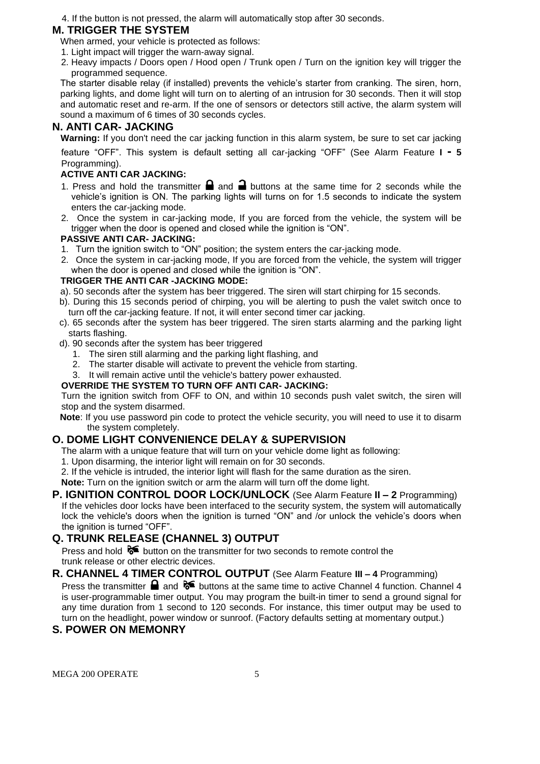4. If the button is not pressed, the alarm will automatically stop after 30 seconds.

## M. TRIGGER THE SYSTEM

When armed, your vehicle is protected as follows:

1. Light impact will trigger the warn-away signal.
2. Heavy impacts / Doors open / Hood open / Trunk open / Turn on the ignition key will trigger the programmed sequence.

The starter disable relay (if installed) prevents the vehicle's starter from cranking. The siren, horn, parking lights, and dome light will turn on to alerting of an intrusion for 30 seconds. Then it will stop and automatic reset and re-arm. If the one of sensors or detectors still active, the alarm system will sound a maximum of 6 times of 30 seconds cycles.

## N. ANTI CAR- JACKING

**Warning:** If you don't need the car jacking function in this alarm system, be sure to set car jacking feature "OFF". This system is default setting all car-jacking "OFF" (See Alarm Feature **I - 5** Programming).

**ACTIVE ANTI CAR JACKING:**

1. Press and hold the transmitter 🔒 and 🔓 buttons at the same time for 2 seconds while the vehicle's ignition is ON. The parking lights will turns on for 1.5 seconds to indicate the system enters the car-jacking mode.
2. Once the system in car-jacking mode, If you are forced from the vehicle, the system will be trigger when the door is opened and closed while the ignition is "ON".

**PASSIVE ANTI CAR- JACKING:**

1. Turn the ignition switch to "ON" position; the system enters the car-jacking mode.
2. Once the system in car-jacking mode, If you are forced from the vehicle, the system will trigger when the door is opened and closed while the ignition is "ON".

**TRIGGER THE ANTI CAR -JACKING MODE:**

a). 50 seconds after the system has beer triggered. The siren will start chirping for 15 seconds.

b). During this 15 seconds period of chirping, you will be alerting to push the valet switch once to turn off the car-jacking feature. If not, it will enter second timer car jacking.

c). 65 seconds after the system has beer triggered. The siren starts alarming and the parking light starts flashing.

d). 90 seconds after the system has beer triggered

1. The siren still alarming and the parking light flashing, and
2. The starter disable will activate to prevent the vehicle from starting.
3. It will remain active until the vehicle's battery power exhausted.

**OVERRIDE THE SYSTEM TO TURN OFF ANTI CAR- JACKING:**

Turn the ignition switch from OFF to ON, and within 10 seconds push valet switch, the siren will stop and the system disarmed.

**Note**: If you use password pin code to protect the vehicle security, you will need to use it to disarm the system completely.

## O. DOME LIGHT CONVENIENCE DELAY & SUPERVISION

The alarm with a unique feature that will turn on your vehicle dome light as following:

1. Upon disarming, the interior light will remain on for 30 seconds.
2. If the vehicle is intruded, the interior light will flash for the same duration as the siren.

**Note:** Turn on the ignition switch or arm the alarm will turn off the dome light.

## P. IGNITION CONTROL DOOR LOCK/UNLOCK (See Alarm Feature **II – 2** Programming)

If the vehicles door locks have been interfaced to the security system, the system will automatically lock the vehicle's doors when the ignition is turned "ON" and /or unlock the vehicle's doors when the ignition is turned "OFF".

## Q. TRUNK RELEASE (CHANNEL 3) OUTPUT

Press and hold 🚗 button on the transmitter for two seconds to remote control the trunk release or other electric devices.

## R. CHANNEL 4 TIMER CONTROL OUTPUT (See Alarm Feature **III – 4** Programming)

Press the transmitter 🔒 and 🚗 buttons at the same time to active Channel 4 function. Channel 4 is user-programmable timer output. You may program the built-in timer to send a ground signal for any time duration from 1 second to 120 seconds. For instance, this timer output may be used to turn on the headlight, power window or sunroof. (Factory defaults setting at momentary output.)

## S. POWER ON MEMONRY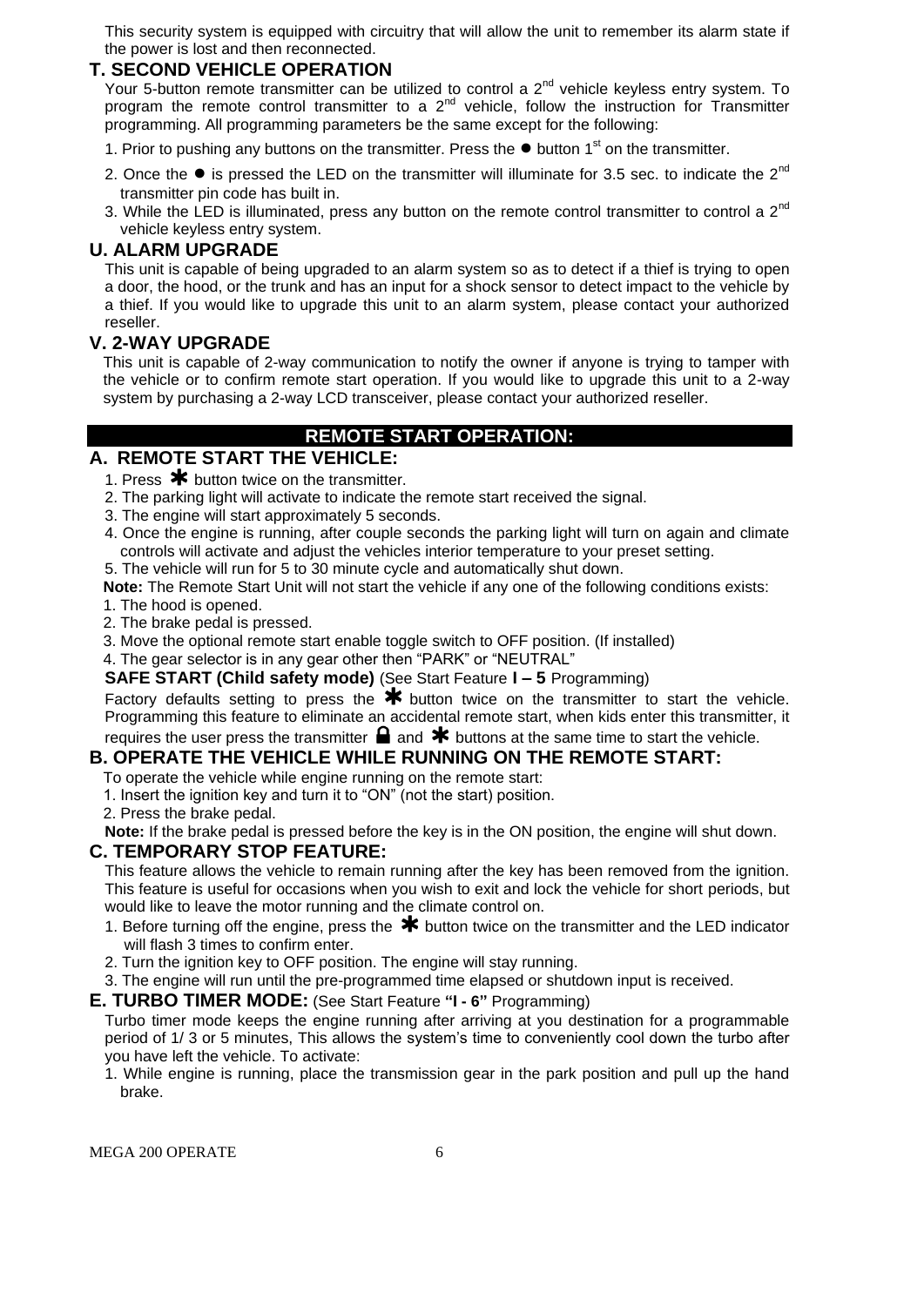This security system is equipped with circuitry that will allow the unit to remember its alarm state if the power is lost and then reconnected.

## T. SECOND VEHICLE OPERATION

Your 5-button remote transmitter can be utilized to control a 2nd vehicle keyless entry system. To program the remote control transmitter to a 2nd vehicle, follow the instruction for Transmitter programming. All programming parameters be the same except for the following:

1. Prior to pushing any buttons on the transmitter. Press the ● button 1st on the transmitter.
2. Once the ● is pressed the LED on the transmitter will illuminate for 3.5 sec. to indicate the 2nd transmitter pin code has built in.
3. While the LED is illuminated, press any button on the remote control transmitter to control a 2nd vehicle keyless entry system.

## U. ALARM UPGRADE

This unit is capable of being upgraded to an alarm system so as to detect if a thief is trying to open a door, the hood, or the trunk and has an input for a shock sensor to detect impact to the vehicle by a thief. If you would like to upgrade this unit to an alarm system, please contact your authorized reseller.

## V. 2-WAY UPGRADE

This unit is capable of 2-way communication to notify the owner if anyone is trying to tamper with the vehicle or to confirm remote start operation. If you would like to upgrade this unit to a 2-way system by purchasing a 2-way LCD transceiver, please contact your authorized reseller.

# REMOTE START OPERATION:

## A. REMOTE START THE VEHICLE:

1. Press ✱ button twice on the transmitter.
2. The parking light will activate to indicate the remote start received the signal.
3. The engine will start approximately 5 seconds.
4. Once the engine is running, after couple seconds the parking light will turn on again and climate controls will activate and adjust the vehicles interior temperature to your preset setting.
5. The vehicle will run for 5 to 30 minute cycle and automatically shut down.

**Note:** The Remote Start Unit will not start the vehicle if any one of the following conditions exists:

1. The hood is opened.
2. The brake pedal is pressed.
3. Move the optional remote start enable toggle switch to OFF position. (If installed)
4. The gear selector is in any gear other then "PARK" or "NEUTRAL"

**SAFE START (Child safety mode)** (See Start Feature **I – 5** Programming)

Factory defaults setting to press the ✱ button twice on the transmitter to start the vehicle. Programming this feature to eliminate an accidental remote start, when kids enter this transmitter, it requires the user press the transmitter 🔒 and ✱ buttons at the same time to start the vehicle.

## B. OPERATE THE VEHICLE WHILE RUNNING ON THE REMOTE START:

To operate the vehicle while engine running on the remote start:

1. Insert the ignition key and turn it to "ON" (not the start) position.
2. Press the brake pedal.

**Note:** If the brake pedal is pressed before the key is in the ON position, the engine will shut down.

## C. TEMPORARY STOP FEATURE:

This feature allows the vehicle to remain running after the key has been removed from the ignition. This feature is useful for occasions when you wish to exit and lock the vehicle for short periods, but would like to leave the motor running and the climate control on.

1. Before turning off the engine, press the ✱ button twice on the transmitter and the LED indicator will flash 3 times to confirm enter.
2. Turn the ignition key to OFF position. The engine will stay running.
3. The engine will run until the pre-programmed time elapsed or shutdown input is received.

## E. TURBO TIMER MODE: (See Start Feature "I - 6" Programming)

Turbo timer mode keeps the engine running after arriving at you destination for a programmable period of 1/ 3 or 5 minutes, This allows the system's time to conveniently cool down the turbo after you have left the vehicle. To activate:

1. While engine is running, place the transmission gear in the park position and pull up the hand brake.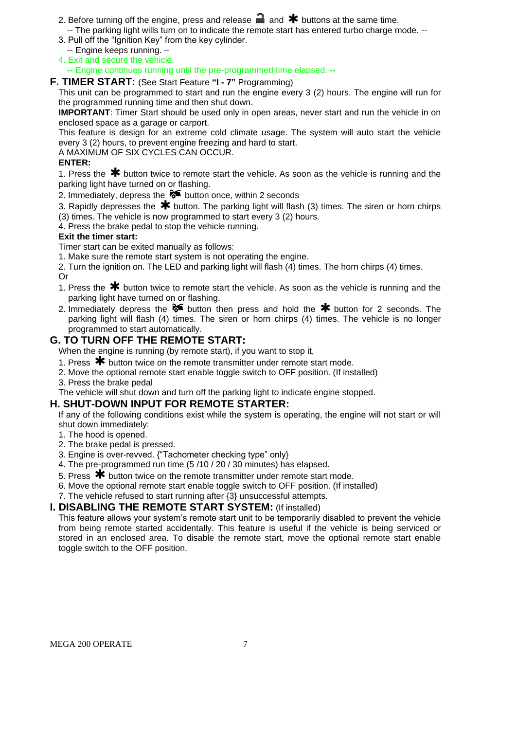2. Before turning off the engine, press and release 🔒 and ✱ buttons at the same time.
   -- The parking light wills turn on to indicate the remote start has entered turbo charge mode. --
3. Pull off the "Ignition Key" from the key cylinder.
   -- Engine keeps running. –
4. Exit and secure the vehicle.
   -- Engine continues running until the pre-programmed time elapsed. --

## F. TIMER START: (See Start Feature **"I - 7"** Programming)

This unit can be programmed to start and run the engine every 3 (2) hours. The engine will run for the programmed running time and then shut down.

**IMPORTANT**: Timer Start should be used only in open areas, never start and run the vehicle in on enclosed space as a garage or carport.

This feature is design for an extreme cold climate usage. The system will auto start the vehicle every 3 (2) hours, to prevent engine freezing and hard to start.

A MAXIMUM OF SIX CYCLES CAN OCCUR.

**ENTER:**

1. Press the ✱ button twice to remote start the vehicle. As soon as the vehicle is running and the parking light have turned on or flashing.
2. Immediately, depress the 🚗 button once, within 2 seconds
3. Rapidly depresses the ✱ button. The parking light will flash (3) times. The siren or horn chirps (3) times. The vehicle is now programmed to start every 3 (2) hours.
4. Press the brake pedal to stop the vehicle running.

**Exit the timer start:**

Timer start can be exited manually as follows:

1. Make sure the remote start system is not operating the engine.
2. Turn the ignition on. The LED and parking light will flash (4) times. The horn chirps (4) times.

Or

1. Press the ✱ button twice to remote start the vehicle. As soon as the vehicle is running and the parking light have turned on or flashing.
2. Immediately depress the 🚗 button then press and hold the ✱ button for 2 seconds. The parking light will flash (4) times. The siren or horn chirps (4) times. The vehicle is no longer programmed to start automatically.

## G. TO TURN OFF THE REMOTE START:

When the engine is running (by remote start), if you want to stop it,

1. Press ✱ button twice on the remote transmitter under remote start mode.
2. Move the optional remote start enable toggle switch to OFF position. (If installed)
3. Press the brake pedal

The vehicle will shut down and turn off the parking light to indicate engine stopped.

## H. SHUT-DOWN INPUT FOR REMOTE STARTER:

If any of the following conditions exist while the system is operating, the engine will not start or will shut down immediately:

1. The hood is opened.
2. The brake pedal is pressed.
3. Engine is over-revved. {"Tachometer checking type" only}
4. The pre-programmed run time (5 /10 / 20 / 30 minutes) has elapsed.
5. Press ✱ button twice on the remote transmitter under remote start mode.
6. Move the optional remote start enable toggle switch to OFF position. (If installed)
7. The vehicle refused to start running after {3} unsuccessful attempts.

## I. DISABLING THE REMOTE START SYSTEM: (If installed)

This feature allows your system's remote start unit to be temporarily disabled to prevent the vehicle from being remote started accidentally. This feature is useful if the vehicle is being serviced or stored in an enclosed area. To disable the remote start, move the optional remote start enable toggle switch to the OFF position.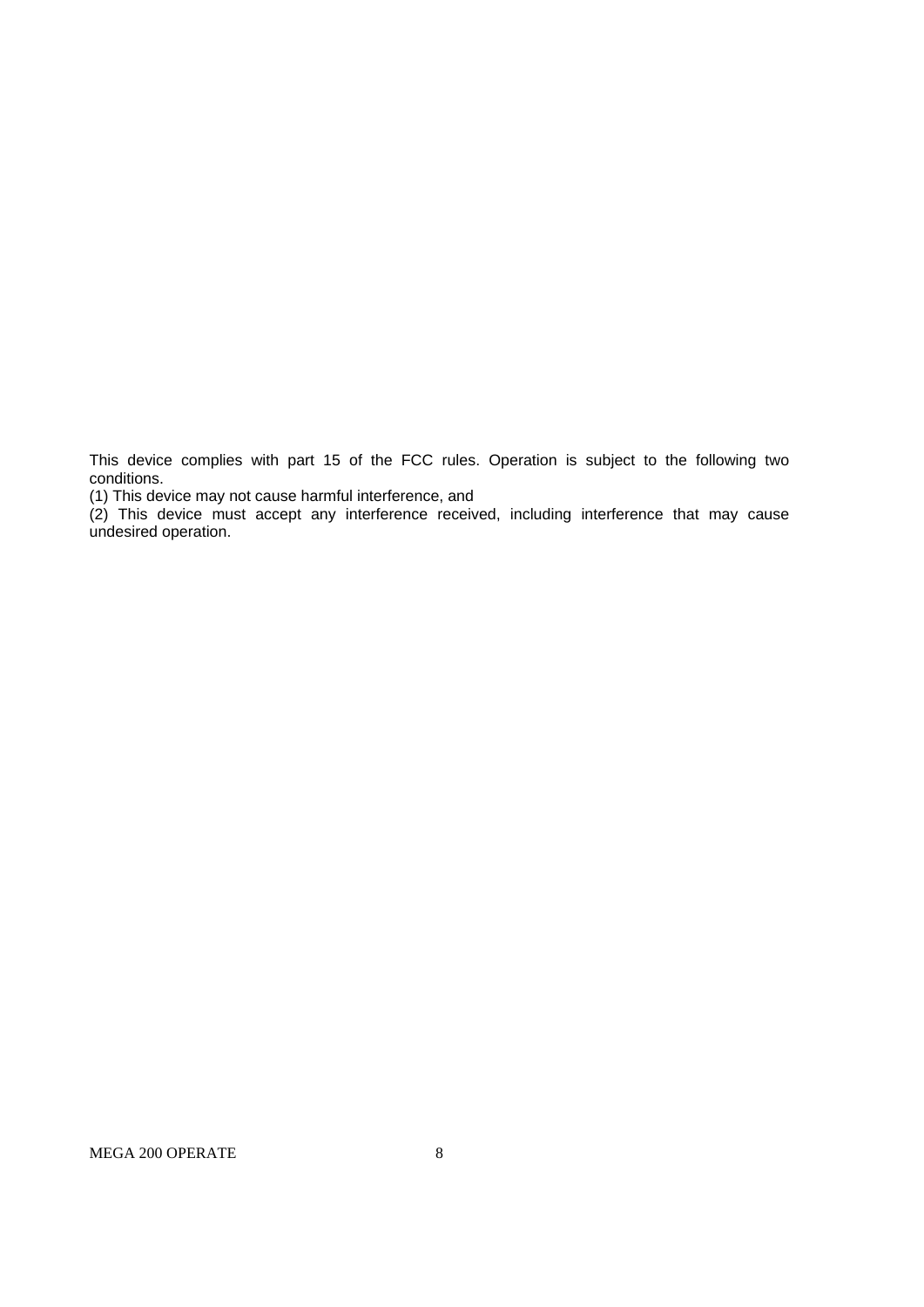This device complies with part 15 of the FCC rules. Operation is subject to the following two conditions.

(1) This device may not cause harmful interference, and

(2) This device must accept any interference received, including interference that may cause undesired operation.